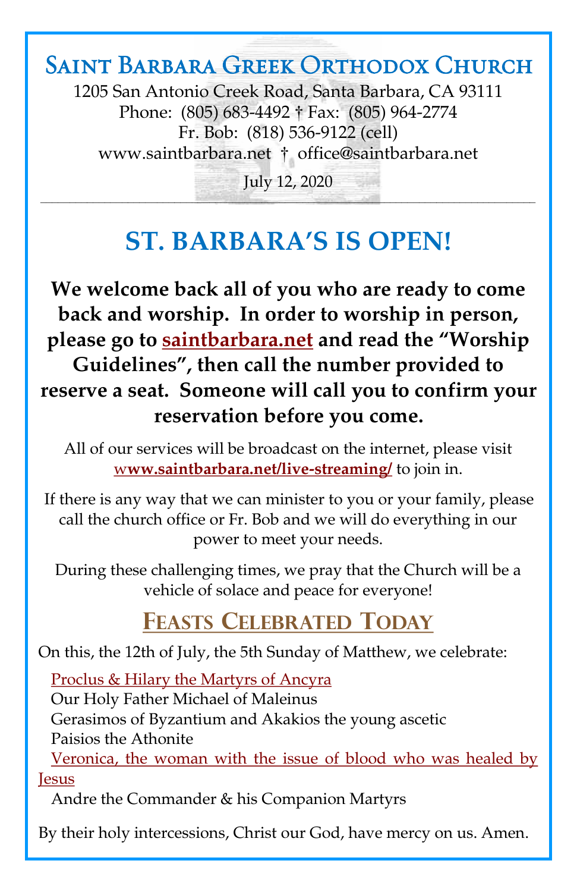# Saint Barbara Greek Orthodox Church

1205 San Antonio Creek Road, Santa Barbara, CA 93111
Phone: (805) 683-4492 † Fax: (805) 964-2774
Fr. Bob: (818) 536-9122 (cell)
www.saintbarbara.net † office@saintbarbara.net

July 12, 2020

---

## ST. BARBARA'S IS OPEN!

**We welcome back all of you who are ready to come back and worship. In order to worship in person, please go to saintbarbara.net and read the "Worship Guidelines", then call the number provided to reserve a seat. Someone will call you to confirm your reservation before you come.**

All of our services will be broadcast on the internet, please visit **www.saintbarbara.net/live-streaming/** to join in.

If there is any way that we can minister to you or your family, please call the church office or Fr. Bob and we will do everything in our power to meet your needs.

During these challenging times, we pray that the Church will be a vehicle of solace and peace for everyone!

## Feasts Celebrated Today

On this, the 12th of July, the 5th Sunday of Matthew, we celebrate:

Proclus & Hilary the Martyrs of Ancyra
Our Holy Father Michael of Maleinus
Gerasimos of Byzantium and Akakios the young ascetic
Paisios the Athonite
Veronica, the woman with the issue of blood who was healed by Jesus
Andre the Commander & his Companion Martyrs

By their holy intercessions, Christ our God, have mercy on us. Amen.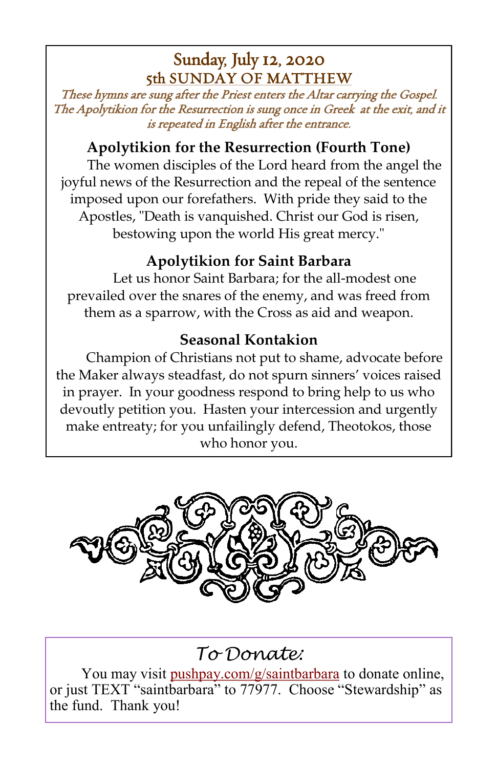# Sunday, July 12, 2020

## 5th SUNDAY OF MATTHEW

*These hymns are sung after the Priest enters the Altar carrying the Gospel. The Apolytikion for the Resurrection is sung once in Greek at the exit, and it is repeated in English after the entrance.*

### Apolytikion for the Resurrection (Fourth Tone)

The women disciples of the Lord heard from the angel the joyful news of the Resurrection and the repeal of the sentence imposed upon our forefathers. With pride they said to the Apostles, "Death is vanquished. Christ our God is risen, bestowing upon the world His great mercy."

### Apolytikion for Saint Barbara

Let us honor Saint Barbara; for the all-modest one prevailed over the snares of the enemy, and was freed from them as a sparrow, with the Cross as aid and weapon.

### Seasonal Kontakion

Champion of Christians not put to shame, advocate before the Maker always steadfast, do not spurn sinners' voices raised in prayer. In your goodness respond to bring help to us who devoutly petition you. Hasten your intercession and urgently make entreaty; for you unfailingly defend, Theotokos, those who honor you.

## *To Donate:*

You may visit pushpay.com/g/saintbarbara to donate online, or just TEXT "saintbarbara" to 77977. Choose "Stewardship" as the fund. Thank you!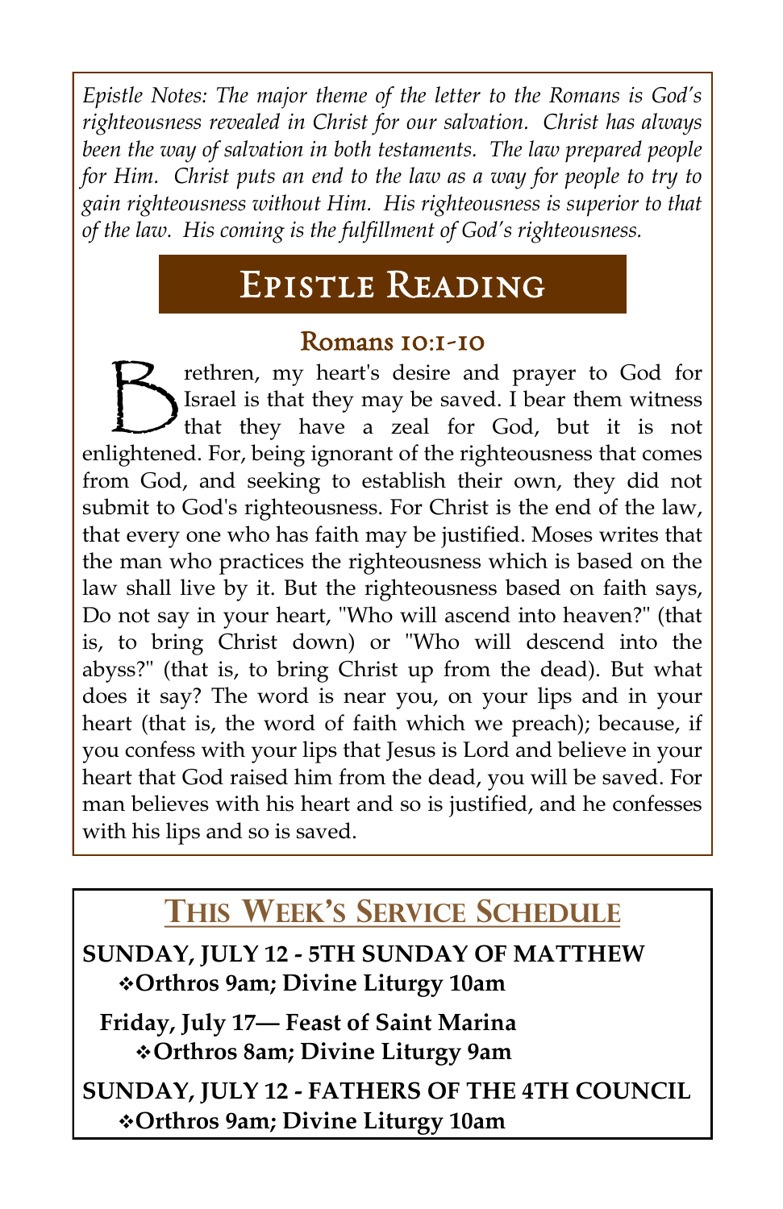*Epistle Notes: The major theme of the letter to the Romans is God's righteousness revealed in Christ for our salvation. Christ has always been the way of salvation in both testaments. The law prepared people for Him. Christ puts an end to the law as a way for people to try to gain righteousness without Him. His righteousness is superior to that of the law. His coming is the fulfillment of God's righteousness.*

# Epistle Reading

## Romans 10:1-10

Brethren, my heart's desire and prayer to God for Israel is that they may be saved. I bear them witness that they have a zeal for God, but it is not enlightened. For, being ignorant of the righteousness that comes from God, and seeking to establish their own, they did not submit to God's righteousness. For Christ is the end of the law, that every one who has faith may be justified. Moses writes that the man who practices the righteousness which is based on the law shall live by it. But the righteousness based on faith says, Do not say in your heart, "Who will ascend into heaven?" (that is, to bring Christ down) or "Who will descend into the abyss?" (that is, to bring Christ up from the dead). But what does it say? The word is near you, on your lips and in your heart (that is, the word of faith which we preach); because, if you confess with your lips that Jesus is Lord and believe in your heart that God raised him from the dead, you will be saved. For man believes with his heart and so is justified, and he confesses with his lips and so is saved.

# This Week's Service Schedule

**SUNDAY, JULY 12 - 5TH SUNDAY OF MATTHEW**

- **Orthros 9am; Divine Liturgy 10am**

**Friday, July 17— Feast of Saint Marina**

- **Orthros 8am; Divine Liturgy 9am**

**SUNDAY, JULY 12 - FATHERS OF THE 4TH COUNCIL**

- **Orthros 9am; Divine Liturgy 10am**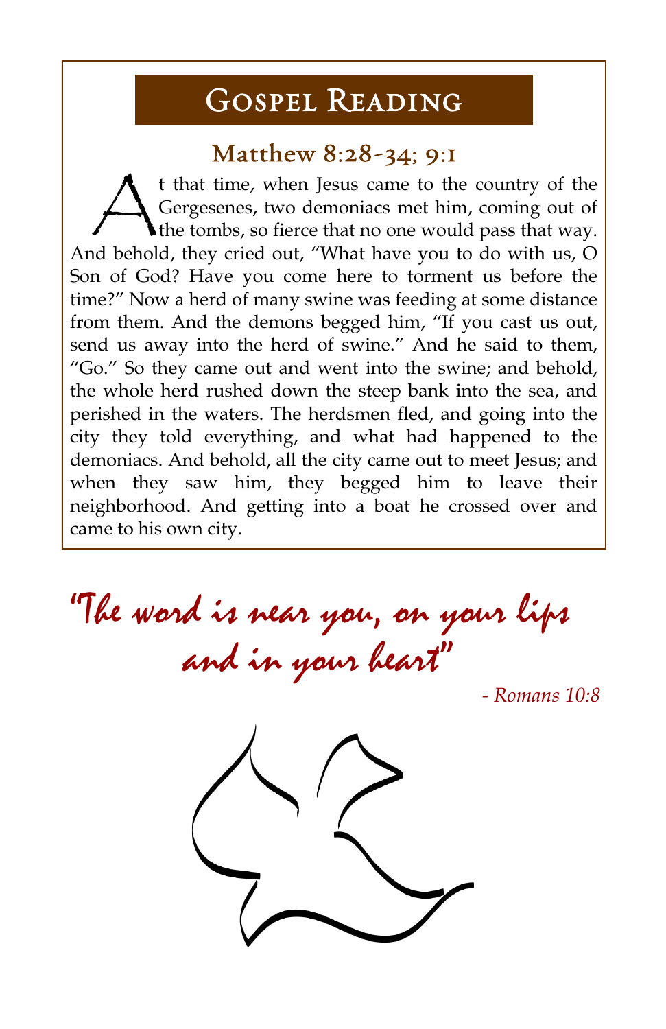# Gospel Reading

## Matthew 8:28-34; 9:1

At that time, when Jesus came to the country of the Gergesenes, two demoniacs met him, coming out of the tombs, so fierce that no one would pass that way. And behold, they cried out, "What have you to do with us, O Son of God? Have you come here to torment us before the time?" Now a herd of many swine was feeding at some distance from them. And the demons begged him, "If you cast us out, send us away into the herd of swine." And he said to them, "Go." So they came out and went into the swine; and behold, the whole herd rushed down the steep bank into the sea, and perished in the waters. The herdsmen fled, and going into the city they told everything, and what had happened to the demoniacs. And behold, all the city came out to meet Jesus; and when they saw him, they begged him to leave their neighborhood. And getting into a boat he crossed over and came to his own city.

*"The word is near you, on your lips and in your heart"*

*- Romans 10:8*